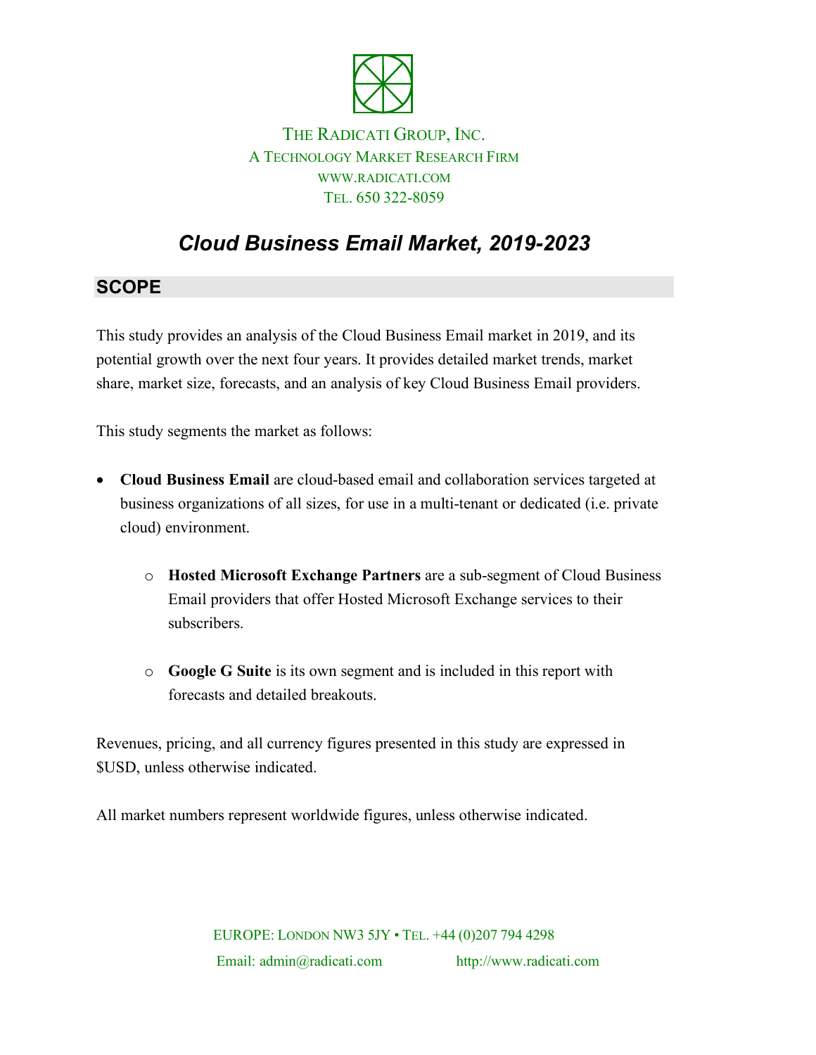THE RADICATI GROUP, INC.
A TECHNOLOGY MARKET RESEARCH FIRM
WWW.RADICATI.COM
TEL. 650 322-8059

# *Cloud Business Email Market, 2019-2023*

## SCOPE

This study provides an analysis of the Cloud Business Email market in 2019, and its potential growth over the next four years. It provides detailed market trends, market share, market size, forecasts, and an analysis of key Cloud Business Email providers.

This study segments the market as follows:

- **Cloud Business Email** are cloud-based email and collaboration services targeted at business organizations of all sizes, for use in a multi-tenant or dedicated (i.e. private cloud) environment.
    - **Hosted Microsoft Exchange Partners** are a sub-segment of Cloud Business Email providers that offer Hosted Microsoft Exchange services to their subscribers.
    - **Google G Suite** is its own segment and is included in this report with forecasts and detailed breakouts.

Revenues, pricing, and all currency figures presented in this study are expressed in $USD, unless otherwise indicated.

All market numbers represent worldwide figures, unless otherwise indicated.

EUROPE: LONDON NW3 5JY • TEL. +44 (0)207 794 4298
Email: admin@radicati.com http://www.radicati.com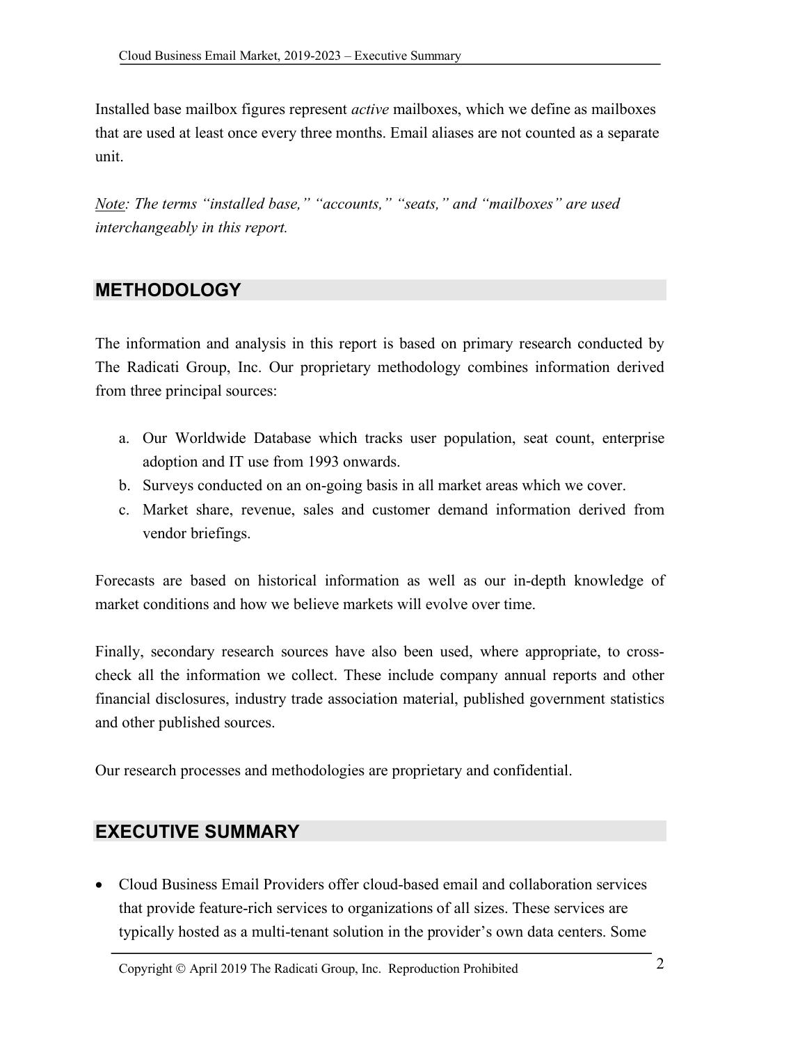Installed base mailbox figures represent *active* mailboxes, which we define as mailboxes that are used at least once every three months. Email aliases are not counted as a separate unit.

*Note: The terms "installed base," "accounts," "seats," and "mailboxes" are used interchangeably in this report.*

## METHODOLOGY

The information and analysis in this report is based on primary research conducted by The Radicati Group, Inc. Our proprietary methodology combines information derived from three principal sources:

a. Our Worldwide Database which tracks user population, seat count, enterprise adoption and IT use from 1993 onwards.
b. Surveys conducted on an on-going basis in all market areas which we cover.
c. Market share, revenue, sales and customer demand information derived from vendor briefings.

Forecasts are based on historical information as well as our in-depth knowledge of market conditions and how we believe markets will evolve over time.

Finally, secondary research sources have also been used, where appropriate, to cross-check all the information we collect. These include company annual reports and other financial disclosures, industry trade association material, published government statistics and other published sources.

Our research processes and methodologies are proprietary and confidential.

## EXECUTIVE SUMMARY

- Cloud Business Email Providers offer cloud-based email and collaboration services that provide feature-rich services to organizations of all sizes. These services are typically hosted as a multi-tenant solution in the provider's own data centers. Some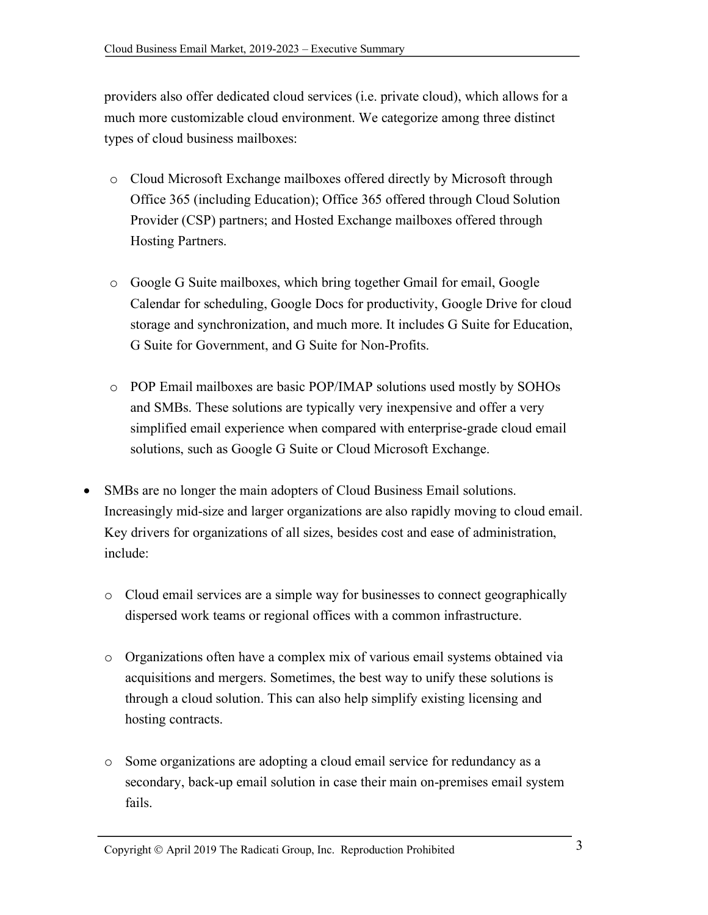providers also offer dedicated cloud services (i.e. private cloud), which allows for a much more customizable cloud environment. We categorize among three distinct types of cloud business mailboxes:

  - Cloud Microsoft Exchange mailboxes offered directly by Microsoft through Office 365 (including Education); Office 365 offered through Cloud Solution Provider (CSP) partners; and Hosted Exchange mailboxes offered through Hosting Partners.

  - Google G Suite mailboxes, which bring together Gmail for email, Google Calendar for scheduling, Google Docs for productivity, Google Drive for cloud storage and synchronization, and much more. It includes G Suite for Education, G Suite for Government, and G Suite for Non-Profits.

  - POP Email mailboxes are basic POP/IMAP solutions used mostly by SOHOs and SMBs. These solutions are typically very inexpensive and offer a very simplified email experience when compared with enterprise-grade cloud email solutions, such as Google G Suite or Cloud Microsoft Exchange.

- SMBs are no longer the main adopters of Cloud Business Email solutions. Increasingly mid-size and larger organizations are also rapidly moving to cloud email. Key drivers for organizations of all sizes, besides cost and ease of administration, include:

  - Cloud email services are a simple way for businesses to connect geographically dispersed work teams or regional offices with a common infrastructure.

  - Organizations often have a complex mix of various email systems obtained via acquisitions and mergers. Sometimes, the best way to unify these solutions is through a cloud solution. This can also help simplify existing licensing and hosting contracts.

  - Some organizations are adopting a cloud email service for redundancy as a secondary, back-up email solution in case their main on-premises email system fails.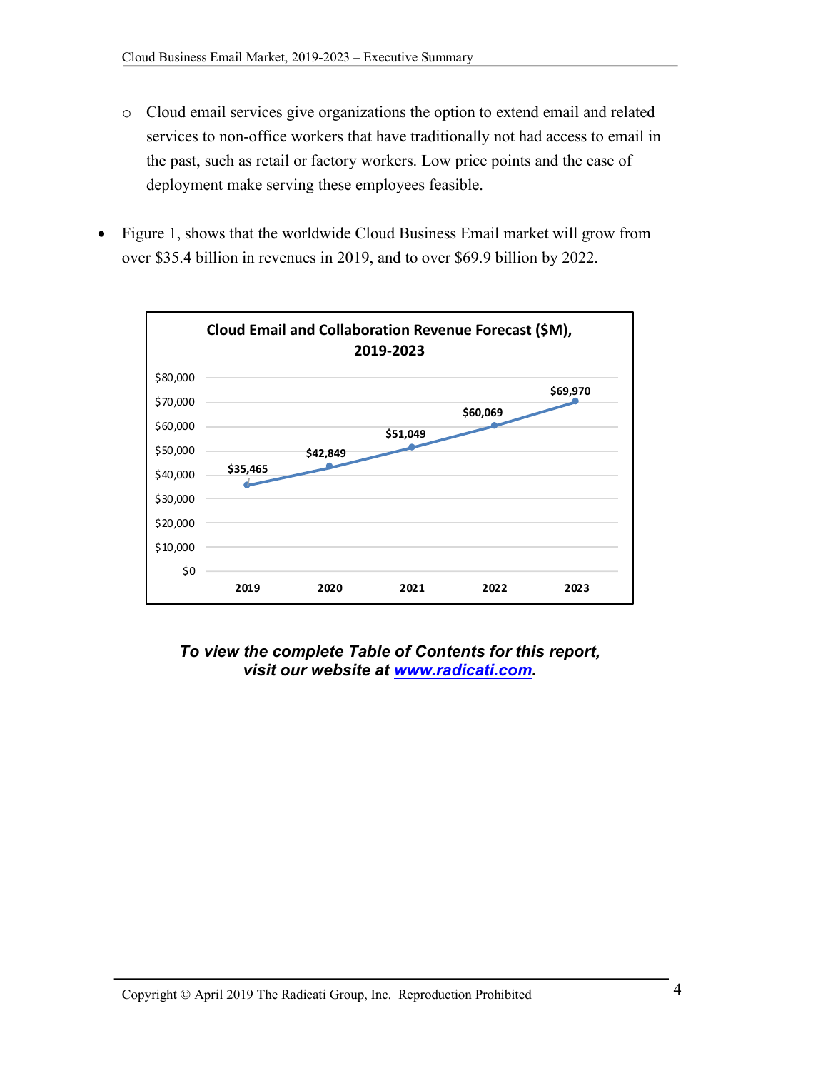- Cloud email services give organizations the option to extend email and related services to non-office workers that have traditionally not had access to email in the past, such as retail or factory workers. Low price points and the ease of deployment make serving these employees feasible.

- Figure 1, shows that the worldwide Cloud Business Email market will grow from over $35.4 billion in revenues in 2019, and to over $69.9 billion by 2022.

**Cloud Email and Collaboration Revenue Forecast ($M), 2019-2023**

$80,000
$70,000
$60,000
$50,000
$40,000
$30,000
$20,000
$10,000
$0

$35,465
$42,849
$51,049
$60,069
$69,970

2019
2020
2021
2022
2023

***To view the complete Table of Contents for this report, visit our website at [www.radicati.com](http://www.radicati.com).***